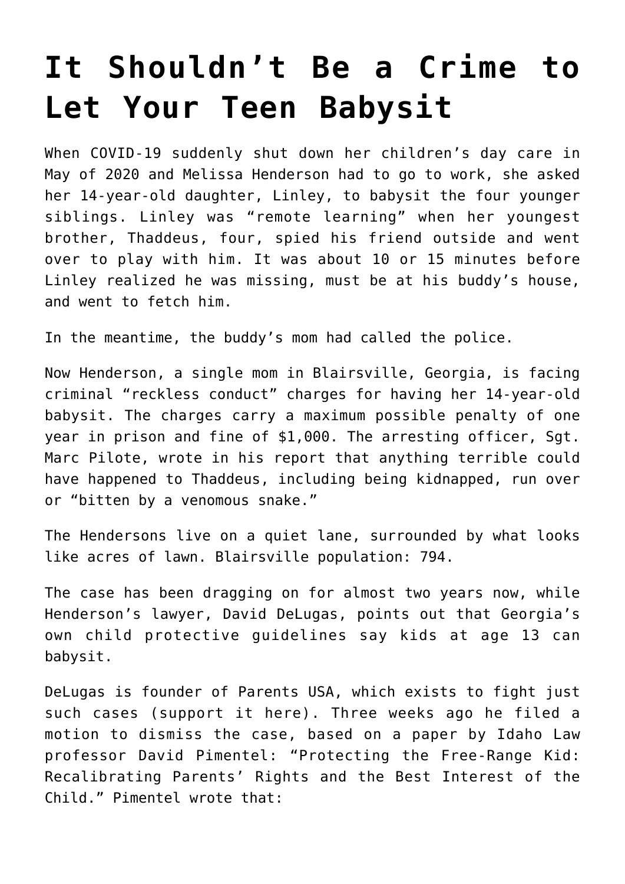# It Shouldn't Be a Crime to Let Your Teen Babysit

When COVID-19 suddenly shut down her children's day care in May of 2020 and Melissa Henderson had to go to work, she asked her 14-year-old daughter, Linley, to babysit the four younger siblings. Linley was "remote learning" when her youngest brother, Thaddeus, four, spied his friend outside and went over to play with him. It was about 10 or 15 minutes before Linley realized he was missing, must be at his buddy's house, and went to fetch him.

In the meantime, the buddy's mom had called the police.

Now Henderson, a single mom in Blairsville, Georgia, is facing criminal "reckless conduct" charges for having her 14-year-old babysit. The charges carry a maximum possible penalty of one year in prison and fine of $1,000. The arresting officer, Sgt. Marc Pilote, wrote in his report that anything terrible could have happened to Thaddeus, including being kidnapped, run over or "bitten by a venomous snake."

The Hendersons live on a quiet lane, surrounded by what looks like acres of lawn. Blairsville population: 794.

The case has been dragging on for almost two years now, while Henderson's lawyer, David DeLugas, points out that Georgia's own child protective guidelines say kids at age 13 can babysit.

DeLugas is founder of Parents USA, which exists to fight just such cases (support it here). Three weeks ago he filed a motion to dismiss the case, based on a paper by Idaho Law professor David Pimentel: "Protecting the Free-Range Kid: Recalibrating Parents' Rights and the Best Interest of the Child." Pimentel wrote that: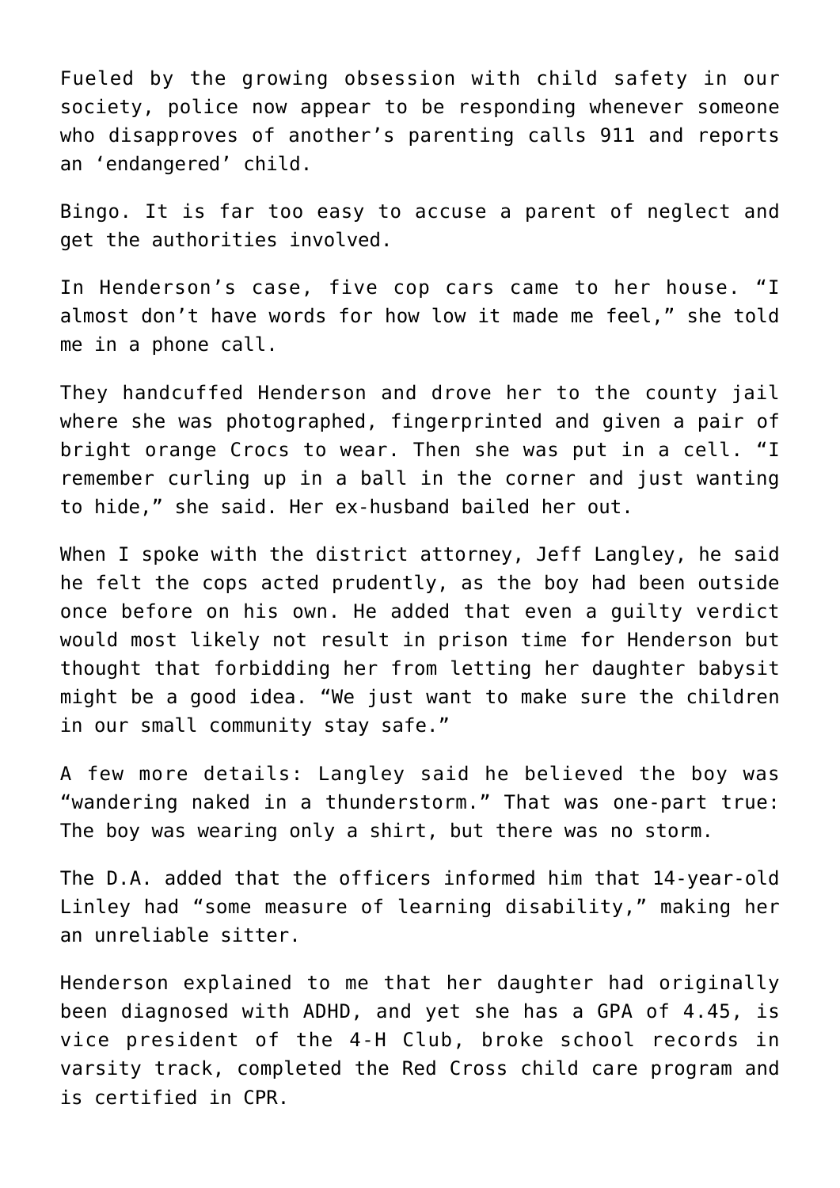Fueled by the growing obsession with child safety in our society, police now appear to be responding whenever someone who disapproves of another's parenting calls 911 and reports an 'endangered' child.

Bingo. It is far too easy to accuse a parent of neglect and get the authorities involved.

In Henderson's case, five cop cars came to her house. "I almost don't have words for how low it made me feel," she told me in a phone call.

They handcuffed Henderson and drove her to the county jail where she was photographed, fingerprinted and given a pair of bright orange Crocs to wear. Then she was put in a cell. "I remember curling up in a ball in the corner and just wanting to hide," she said. Her ex-husband bailed her out.

When I spoke with the district attorney, Jeff Langley, he said he felt the cops acted prudently, as the boy had been outside once before on his own. He added that even a guilty verdict would most likely not result in prison time for Henderson but thought that forbidding her from letting her daughter babysit might be a good idea. "We just want to make sure the children in our small community stay safe."

A few more details: Langley said he believed the boy was "wandering naked in a thunderstorm." That was one-part true: The boy was wearing only a shirt, but there was no storm.

The D.A. added that the officers informed him that 14-year-old Linley had "some measure of learning disability," making her an unreliable sitter.

Henderson explained to me that her daughter had originally been diagnosed with ADHD, and yet she has a GPA of 4.45, is vice president of the 4-H Club, broke school records in varsity track, completed the Red Cross child care program and is certified in CPR.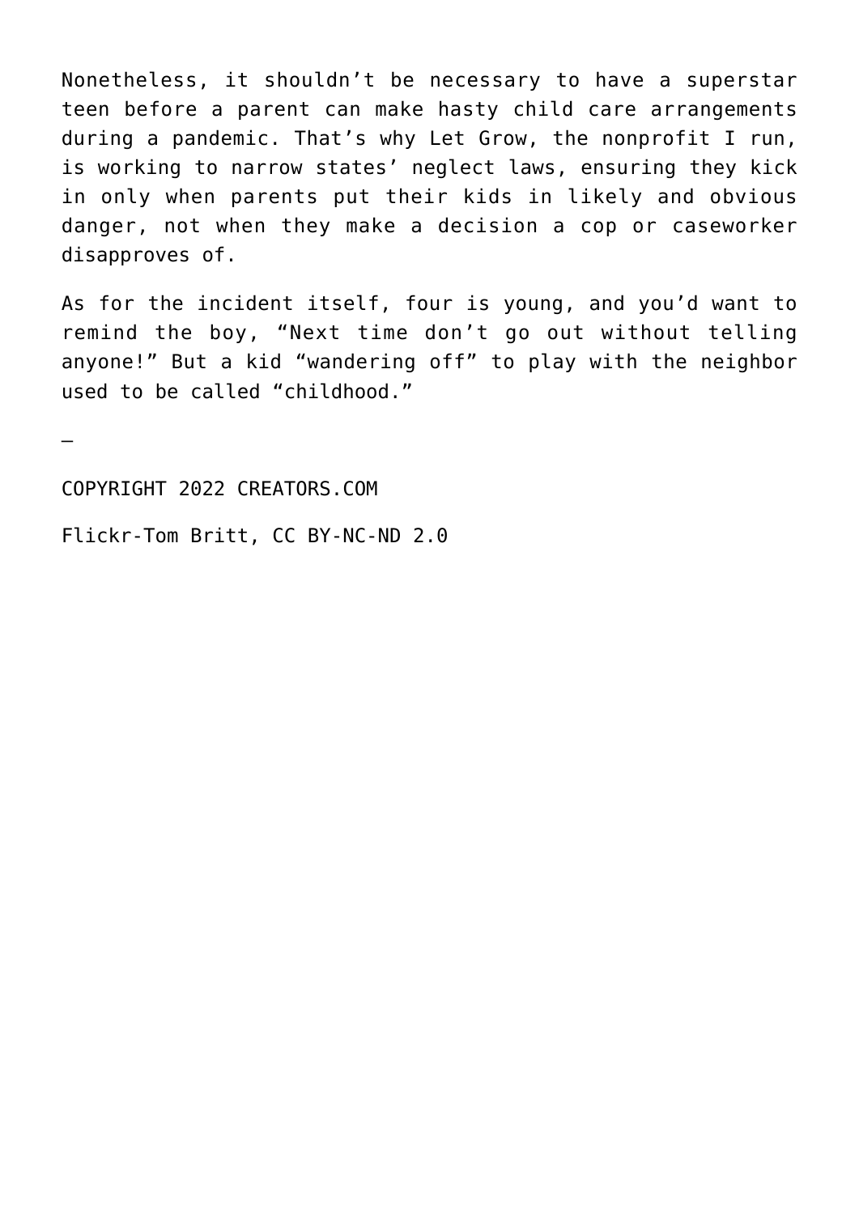Nonetheless, it shouldn't be necessary to have a superstar teen before a parent can make hasty child care arrangements during a pandemic. That's why Let Grow, the nonprofit I run, is working to narrow states' neglect laws, ensuring they kick in only when parents put their kids in likely and obvious danger, not when they make a decision a cop or caseworker disapproves of.

As for the incident itself, four is young, and you'd want to remind the boy, "Next time don't go out without telling anyone!" But a kid "wandering off" to play with the neighbor used to be called "childhood."

—

COPYRIGHT 2022 CREATORS.COM

Flickr-Tom Britt, CC BY-NC-ND 2.0